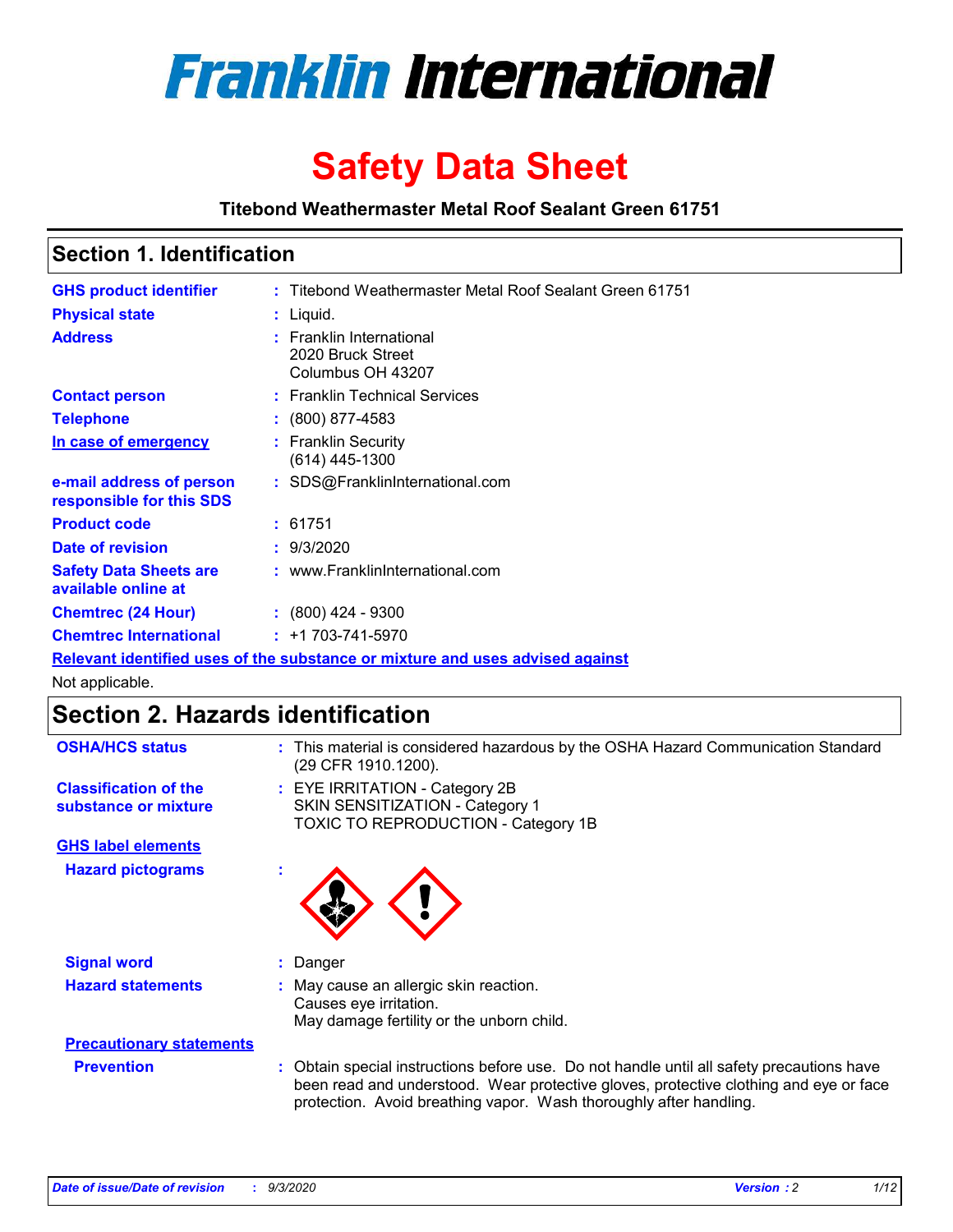# Franklin International

# Safety Data Sheet

**Titebond Weathermaster Metal Roof Sealant Green 61751**

## Section 1. Identification

| | | |
|---|---|---|
| **GHS product identifier** | : | Titebond Weathermaster Metal Roof Sealant Green 61751 |
| **Physical state** | : | Liquid. |
| **Address** | : | Franklin International<br>2020 Bruck Street<br>Columbus OH 43207 |
| **Contact person** | : | Franklin Technical Services |
| **Telephone** | : | (800) 877-4583 |
| **In case of emergency** | : | Franklin Security<br>(614) 445-1300 |
| **e-mail address of person responsible for this SDS** | : | SDS@FranklinInternational.com |
| **Product code** | : | 61751 |
| **Date of revision** | : | 9/3/2020 |
| **Safety Data Sheets are available online at** | : | www.FranklinInternational.com |
| **Chemtrec (24 Hour)** | : | (800) 424 - 9300 |
| **Chemtrec International** | : | +1 703-741-5970 |

**Relevant identified uses of the substance or mixture and uses advised against**

Not applicable.

## Section 2. Hazards identification

| | | |
|---|---|---|
| **OSHA/HCS status** | : | This material is considered hazardous by the OSHA Hazard Communication Standard (29 CFR 1910.1200). |
| **Classification of the substance or mixture** | : | EYE IRRITATION - Category 2B<br>SKIN SENSITIZATION - Category 1<br>TOXIC TO REPRODUCTION - Category 1B |

**GHS label elements**

| | | |
|---|---|---|
| **Hazard pictograms** | : | |
| **Signal word** | : | Danger |
| **Hazard statements** | : | May cause an allergic skin reaction.<br>Causes eye irritation.<br>May damage fertility or the unborn child. |

**Precautionary statements**

| | | |
|---|---|---|
| **Prevention** | : | Obtain special instructions before use. Do not handle until all safety precautions have been read and understood. Wear protective gloves, protective clothing and eye or face protection. Avoid breathing vapor. Wash thoroughly after handling. |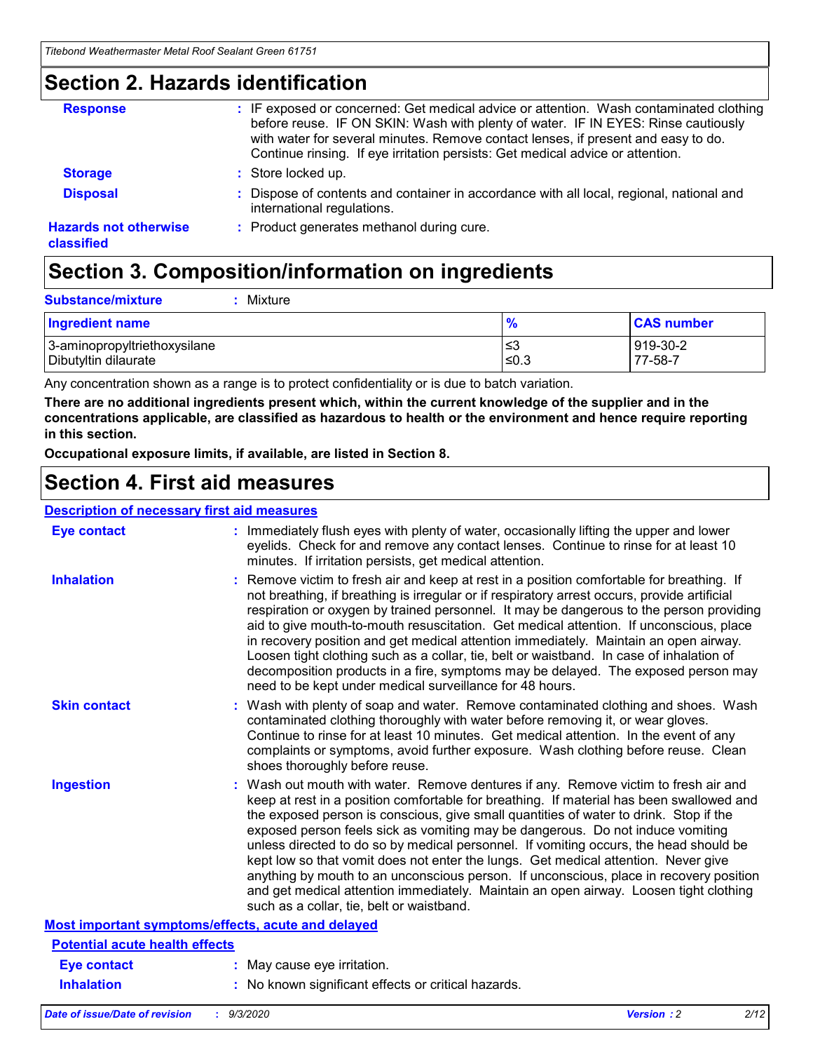## Section 2. Hazards identification

| | |
|---|---|
| **Response** | : IF exposed or concerned: Get medical advice or attention. Wash contaminated clothing before reuse. IF ON SKIN: Wash with plenty of water. IF IN EYES: Rinse cautiously with water for several minutes. Remove contact lenses, if present and easy to do. Continue rinsing. If eye irritation persists: Get medical advice or attention. |
| **Storage** | : Store locked up. |
| **Disposal** | : Dispose of contents and container in accordance with all local, regional, national and international regulations. |
| **Hazards not otherwise classified** | : Product generates methanol during cure. |

## Section 3. Composition/information on ingredients

**Substance/mixture** : Mixture

| Ingredient name | % | CAS number |
|---|---|---|
| 3-aminopropyltriethoxysilane | ≤3 | 919-30-2 |
| Dibutyltin dilaurate | ≤0.3 | 77-58-7 |

Any concentration shown as a range is to protect confidentiality or is due to batch variation.

**There are no additional ingredients present which, within the current knowledge of the supplier and in the concentrations applicable, are classified as hazardous to health or the environment and hence require reporting in this section.**

**Occupational exposure limits, if available, are listed in Section 8.**

## Section 4. First aid measures

**Description of necessary first aid measures**

| | |
|---|---|
| **Eye contact** | : Immediately flush eyes with plenty of water, occasionally lifting the upper and lower eyelids. Check for and remove any contact lenses. Continue to rinse for at least 10 minutes. If irritation persists, get medical attention. |
| **Inhalation** | : Remove victim to fresh air and keep at rest in a position comfortable for breathing. If not breathing, if breathing is irregular or if respiratory arrest occurs, provide artificial respiration or oxygen by trained personnel. It may be dangerous to the person providing aid to give mouth-to-mouth resuscitation. Get medical attention. If unconscious, place in recovery position and get medical attention immediately. Maintain an open airway. Loosen tight clothing such as a collar, tie, belt or waistband. In case of inhalation of decomposition products in a fire, symptoms may be delayed. The exposed person may need to be kept under medical surveillance for 48 hours. |
| **Skin contact** | : Wash with plenty of soap and water. Remove contaminated clothing and shoes. Wash contaminated clothing thoroughly with water before removing it, or wear gloves. Continue to rinse for at least 10 minutes. Get medical attention. In the event of any complaints or symptoms, avoid further exposure. Wash clothing before reuse. Clean shoes thoroughly before reuse. |
| **Ingestion** | : Wash out mouth with water. Remove dentures if any. Remove victim to fresh air and keep at rest in a position comfortable for breathing. If material has been swallowed and the exposed person is conscious, give small quantities of water to drink. Stop if the exposed person feels sick as vomiting may be dangerous. Do not induce vomiting unless directed to do so by medical personnel. If vomiting occurs, the head should be kept low so that vomit does not enter the lungs. Get medical attention. Never give anything by mouth to an unconscious person. If unconscious, place in recovery position and get medical attention immediately. Maintain an open airway. Loosen tight clothing such as a collar, tie, belt or waistband. |

**Most important symptoms/effects, acute and delayed**

**Potential acute health effects**

| | |
|---|---|
| **Eye contact** | : May cause eye irritation. |
| **Inhalation** | : No known significant effects or critical hazards. |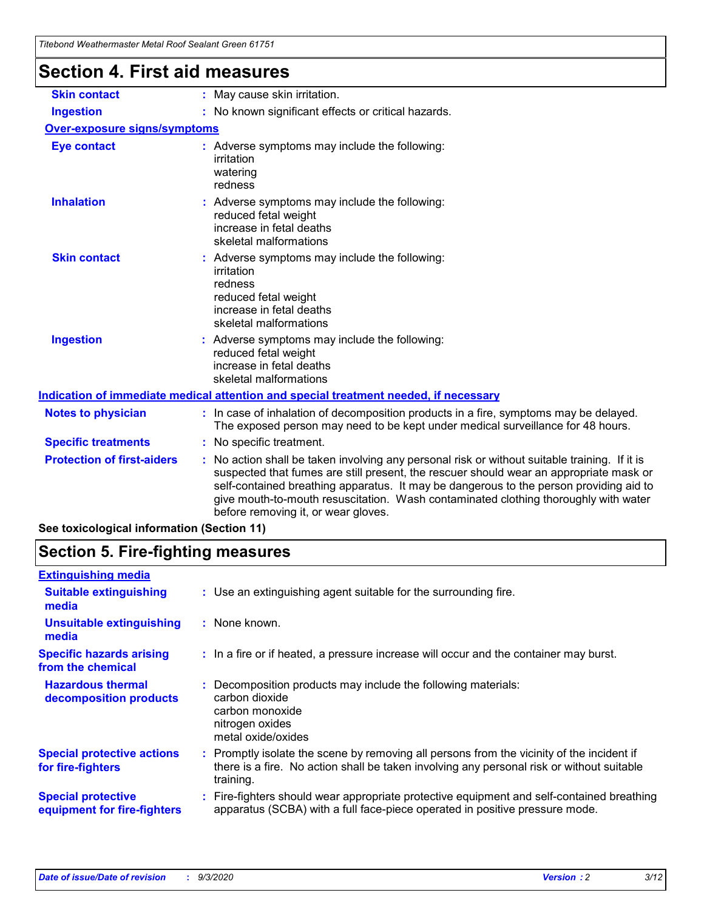# Section 4. First aid measures

**Skin contact** : May cause skin irritation.

**Ingestion** : No known significant effects or critical hazards.

**Over-exposure signs/symptoms**

**Eye contact** : Adverse symptoms may include the following:
irritation
watering
redness

**Inhalation** : Adverse symptoms may include the following:
reduced fetal weight
increase in fetal deaths
skeletal malformations

**Skin contact** : Adverse symptoms may include the following:
irritation
redness
reduced fetal weight
increase in fetal deaths
skeletal malformations

**Ingestion** : Adverse symptoms may include the following:
reduced fetal weight
increase in fetal deaths
skeletal malformations

**Indication of immediate medical attention and special treatment needed, if necessary**

**Notes to physician** : In case of inhalation of decomposition products in a fire, symptoms may be delayed. The exposed person may need to be kept under medical surveillance for 48 hours.

**Specific treatments** : No specific treatment.

**Protection of first-aiders** : No action shall be taken involving any personal risk or without suitable training. If it is suspected that fumes are still present, the rescuer should wear an appropriate mask or self-contained breathing apparatus. It may be dangerous to the person providing aid to give mouth-to-mouth resuscitation. Wash contaminated clothing thoroughly with water before removing it, or wear gloves.

**See toxicological information (Section 11)**

# Section 5. Fire-fighting measures

**Extinguishing media**

**Suitable extinguishing media** : Use an extinguishing agent suitable for the surrounding fire.

**Unsuitable extinguishing media** : None known.

**Specific hazards arising from the chemical** : In a fire or if heated, a pressure increase will occur and the container may burst.

**Hazardous thermal decomposition products** : Decomposition products may include the following materials:
carbon dioxide
carbon monoxide
nitrogen oxides
metal oxide/oxides

**Special protective actions for fire-fighters** : Promptly isolate the scene by removing all persons from the vicinity of the incident if there is a fire. No action shall be taken involving any personal risk or without suitable training.

**Special protective equipment for fire-fighters** : Fire-fighters should wear appropriate protective equipment and self-contained breathing apparatus (SCBA) with a full face-piece operated in positive pressure mode.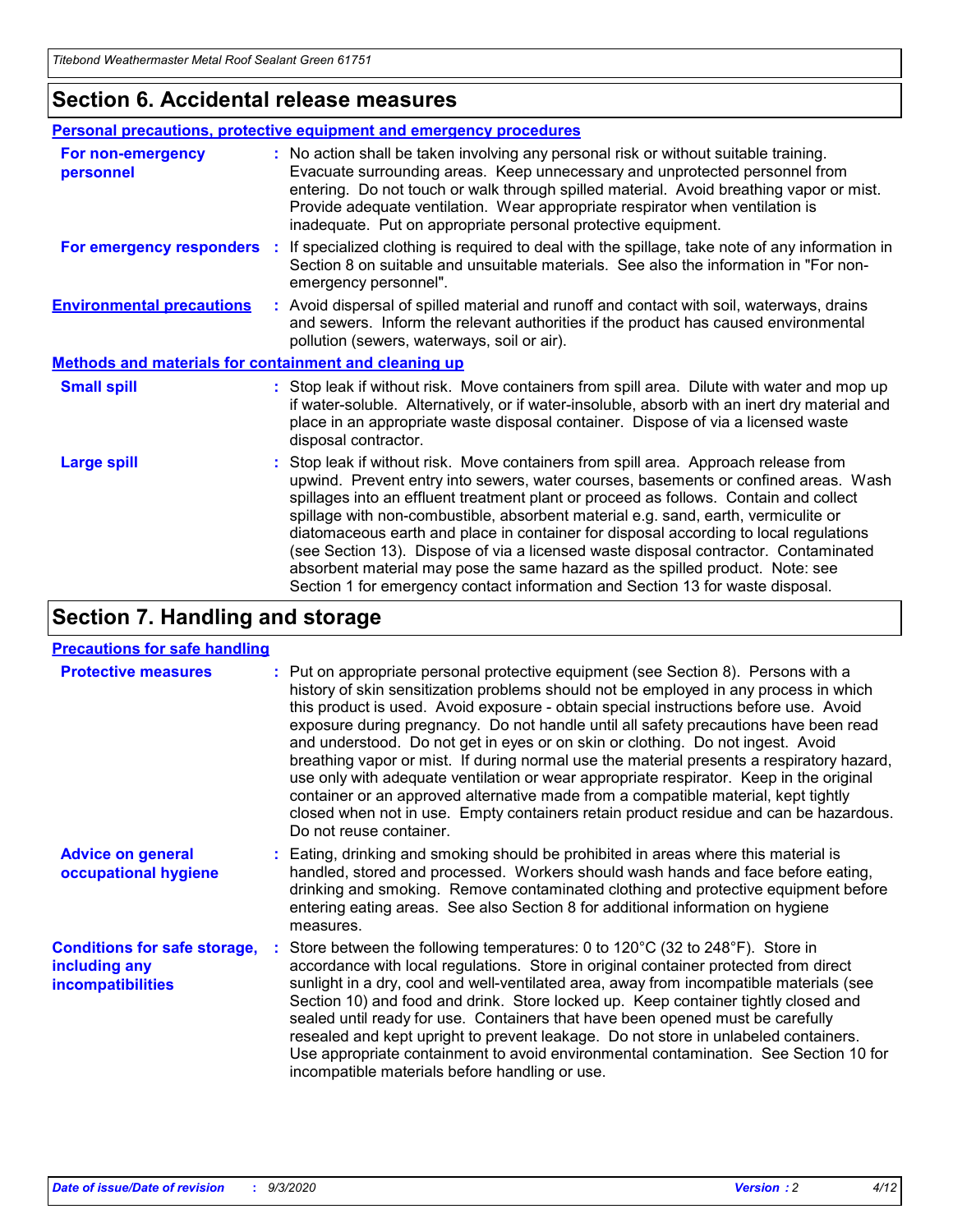## Section 6. Accidental release measures

### Personal precautions, protective equipment and emergency procedures

**For non-emergency personnel** : No action shall be taken involving any personal risk or without suitable training. Evacuate surrounding areas. Keep unnecessary and unprotected personnel from entering. Do not touch or walk through spilled material. Avoid breathing vapor or mist. Provide adequate ventilation. Wear appropriate respirator when ventilation is inadequate. Put on appropriate personal protective equipment.

**For emergency responders** : If specialized clothing is required to deal with the spillage, take note of any information in Section 8 on suitable and unsuitable materials. See also the information in "For non-emergency personnel".

**Environmental precautions** : Avoid dispersal of spilled material and runoff and contact with soil, waterways, drains and sewers. Inform the relevant authorities if the product has caused environmental pollution (sewers, waterways, soil or air).

### Methods and materials for containment and cleaning up

**Small spill** : Stop leak if without risk. Move containers from spill area. Dilute with water and mop up if water-soluble. Alternatively, or if water-insoluble, absorb with an inert dry material and place in an appropriate waste disposal container. Dispose of via a licensed waste disposal contractor.

**Large spill** : Stop leak if without risk. Move containers from spill area. Approach release from upwind. Prevent entry into sewers, water courses, basements or confined areas. Wash spillages into an effluent treatment plant or proceed as follows. Contain and collect spillage with non-combustible, absorbent material e.g. sand, earth, vermiculite or diatomaceous earth and place in container for disposal according to local regulations (see Section 13). Dispose of via a licensed waste disposal contractor. Contaminated absorbent material may pose the same hazard as the spilled product. Note: see Section 1 for emergency contact information and Section 13 for waste disposal.

## Section 7. Handling and storage

### Precautions for safe handling

**Protective measures** : Put on appropriate personal protective equipment (see Section 8). Persons with a history of skin sensitization problems should not be employed in any process in which this product is used. Avoid exposure - obtain special instructions before use. Avoid exposure during pregnancy. Do not handle until all safety precautions have been read and understood. Do not get in eyes or on skin or clothing. Do not ingest. Avoid breathing vapor or mist. If during normal use the material presents a respiratory hazard, use only with adequate ventilation or wear appropriate respirator. Keep in the original container or an approved alternative made from a compatible material, kept tightly closed when not in use. Empty containers retain product residue and can be hazardous. Do not reuse container.

**Advice on general occupational hygiene** : Eating, drinking and smoking should be prohibited in areas where this material is handled, stored and processed. Workers should wash hands and face before eating, drinking and smoking. Remove contaminated clothing and protective equipment before entering eating areas. See also Section 8 for additional information on hygiene measures.

**Conditions for safe storage, including any incompatibilities** : Store between the following temperatures: 0 to 120°C (32 to 248°F). Store in accordance with local regulations. Store in original container protected from direct sunlight in a dry, cool and well-ventilated area, away from incompatible materials (see Section 10) and food and drink. Store locked up. Keep container tightly closed and sealed until ready for use. Containers that have been opened must be carefully resealed and kept upright to prevent leakage. Do not store in unlabeled containers. Use appropriate containment to avoid environmental contamination. See Section 10 for incompatible materials before handling or use.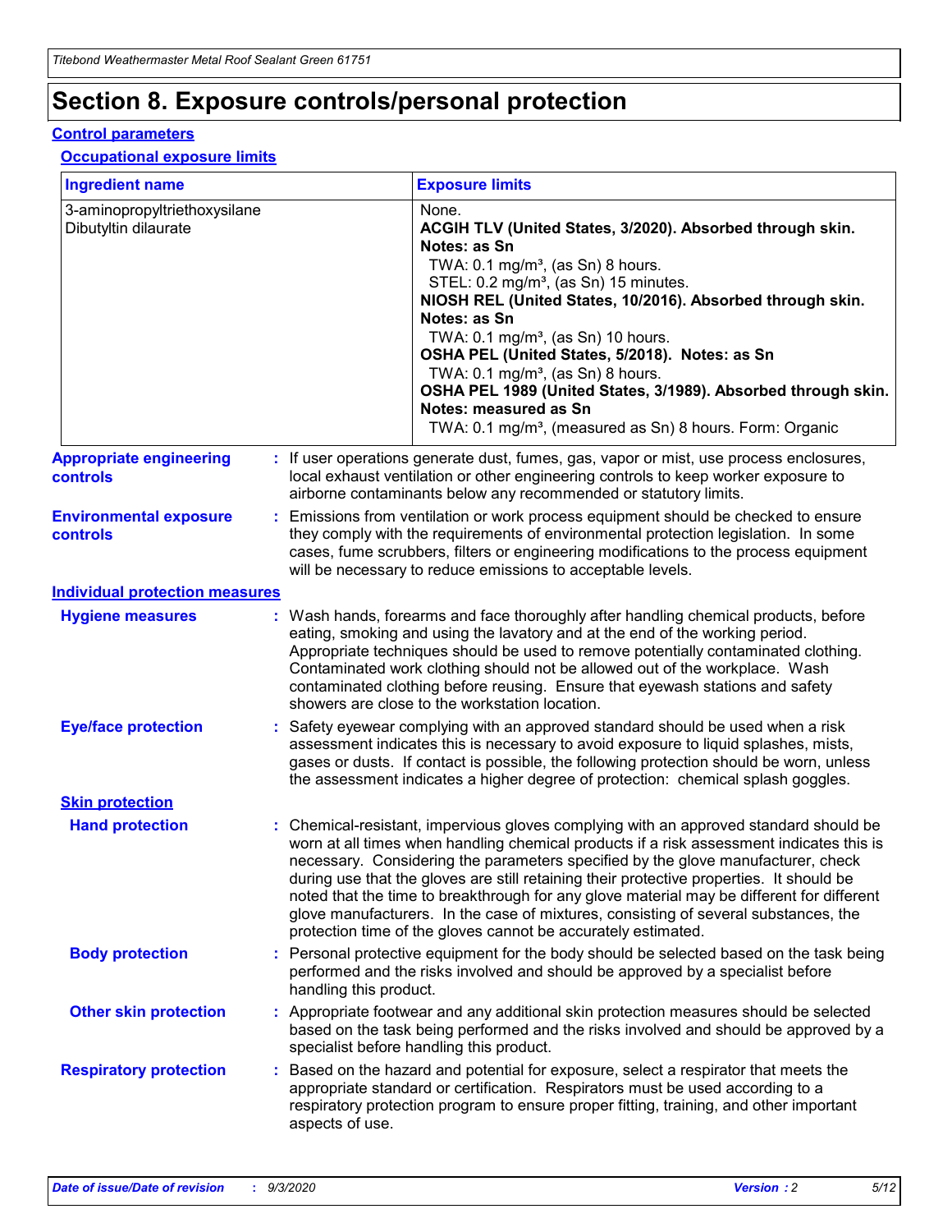# Section 8. Exposure controls/personal protection

## Control parameters

### Occupational exposure limits

| Ingredient name | Exposure limits |
|---|---|
| 3-aminopropyltriethoxysilane<br>Dibutyltin dilaurate | None.<br>**ACGIH TLV (United States, 3/2020). Absorbed through skin. Notes: as Sn**<br>TWA: 0.1 mg/m³, (as Sn) 8 hours.<br>STEL: 0.2 mg/m³, (as Sn) 15 minutes.<br>**NIOSH REL (United States, 10/2016). Absorbed through skin. Notes: as Sn**<br>TWA: 0.1 mg/m³, (as Sn) 10 hours.<br>**OSHA PEL (United States, 5/2018). Notes: as Sn**<br>TWA: 0.1 mg/m³, (as Sn) 8 hours.<br>**OSHA PEL 1989 (United States, 3/1989). Absorbed through skin. Notes: measured as Sn**<br>TWA: 0.1 mg/m³, (measured as Sn) 8 hours. Form: Organic |

**Appropriate engineering controls** : If user operations generate dust, fumes, gas, vapor or mist, use process enclosures, local exhaust ventilation or other engineering controls to keep worker exposure to airborne contaminants below any recommended or statutory limits.

**Environmental exposure controls** : Emissions from ventilation or work process equipment should be checked to ensure they comply with the requirements of environmental protection legislation. In some cases, fume scrubbers, filters or engineering modifications to the process equipment will be necessary to reduce emissions to acceptable levels.

## Individual protection measures

**Hygiene measures** : Wash hands, forearms and face thoroughly after handling chemical products, before eating, smoking and using the lavatory and at the end of the working period. Appropriate techniques should be used to remove potentially contaminated clothing. Contaminated work clothing should not be allowed out of the workplace. Wash contaminated clothing before reusing. Ensure that eyewash stations and safety showers are close to the workstation location.

**Eye/face protection** : Safety eyewear complying with an approved standard should be used when a risk assessment indicates this is necessary to avoid exposure to liquid splashes, mists, gases or dusts. If contact is possible, the following protection should be worn, unless the assessment indicates a higher degree of protection: chemical splash goggles.

### Skin protection

**Hand protection** : Chemical-resistant, impervious gloves complying with an approved standard should be worn at all times when handling chemical products if a risk assessment indicates this is necessary. Considering the parameters specified by the glove manufacturer, check during use that the gloves are still retaining their protective properties. It should be noted that the time to breakthrough for any glove material may be different for different glove manufacturers. In the case of mixtures, consisting of several substances, the protection time of the gloves cannot be accurately estimated.

**Body protection** : Personal protective equipment for the body should be selected based on the task being performed and the risks involved and should be approved by a specialist before handling this product.

**Other skin protection** : Appropriate footwear and any additional skin protection measures should be selected based on the task being performed and the risks involved and should be approved by a specialist before handling this product.

**Respiratory protection** : Based on the hazard and potential for exposure, select a respirator that meets the appropriate standard or certification. Respirators must be used according to a respiratory protection program to ensure proper fitting, training, and other important aspects of use.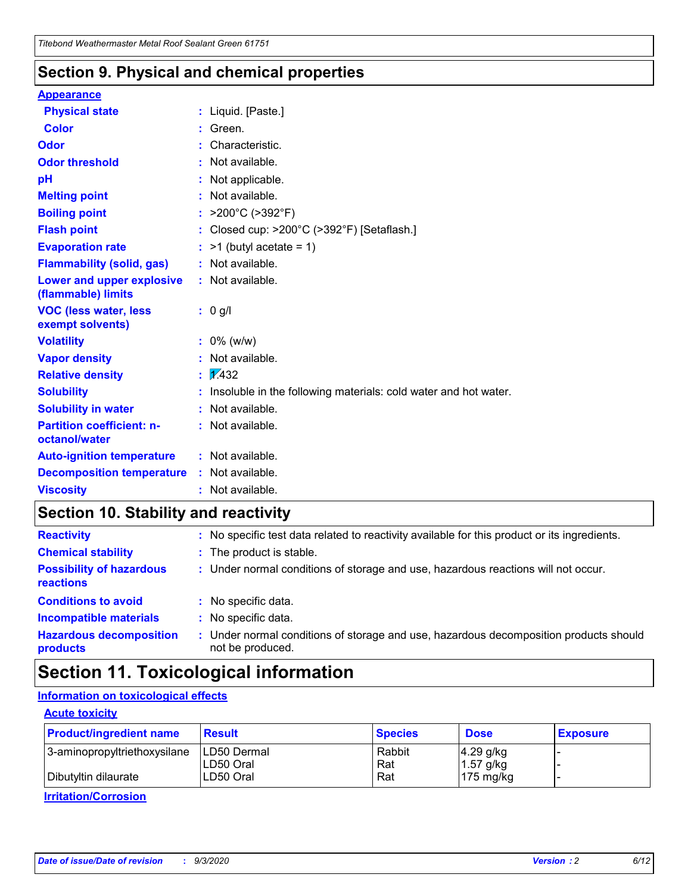## Section 9. Physical and chemical properties

**Appearance**

| | |
|---|---|
| **Physical state** | : Liquid. [Paste.] |
| **Color** | : Green. |
| **Odor** | : Characteristic. |
| **Odor threshold** | : Not available. |
| **pH** | : Not applicable. |
| **Melting point** | : Not available. |
| **Boiling point** | : >200°C (>392°F) |
| **Flash point** | : Closed cup: >200°C (>392°F) [Setaflash.] |
| **Evaporation rate** | : >1 (butyl acetate = 1) |
| **Flammability (solid, gas)** | : Not available. |
| **Lower and upper explosive (flammable) limits** | : Not available. |
| **VOC (less water, less exempt solvents)** | : 0 g/l |
| **Volatility** | : 0% (w/w) |
| **Vapor density** | : Not available. |
| **Relative density** | : 1.432 |
| **Solubility** | : Insoluble in the following materials: cold water and hot water. |
| **Solubility in water** | : Not available. |
| **Partition coefficient: n-octanol/water** | : Not available. |
| **Auto-ignition temperature** | : Not available. |
| **Decomposition temperature** | : Not available. |
| **Viscosity** | : Not available. |

## Section 10. Stability and reactivity

| | |
|---|---|
| **Reactivity** | : No specific test data related to reactivity available for this product or its ingredients. |
| **Chemical stability** | : The product is stable. |
| **Possibility of hazardous reactions** | : Under normal conditions of storage and use, hazardous reactions will not occur. |
| **Conditions to avoid** | : No specific data. |
| **Incompatible materials** | : No specific data. |
| **Hazardous decomposition products** | : Under normal conditions of storage and use, hazardous decomposition products should not be produced. |

## Section 11. Toxicological information

**Information on toxicological effects**

**Acute toxicity**

| Product/ingredient name | Result | Species | Dose | Exposure |
|---|---|---|---|---|
| 3-aminopropyltriethoxysilane | LD50 Dermal | Rabbit | 4.29 g/kg | - |
| | LD50 Oral | Rat | 1.57 g/kg | - |
| Dibutyltin dilaurate | LD50 Oral | Rat | 175 mg/kg | - |

**Irritation/Corrosion**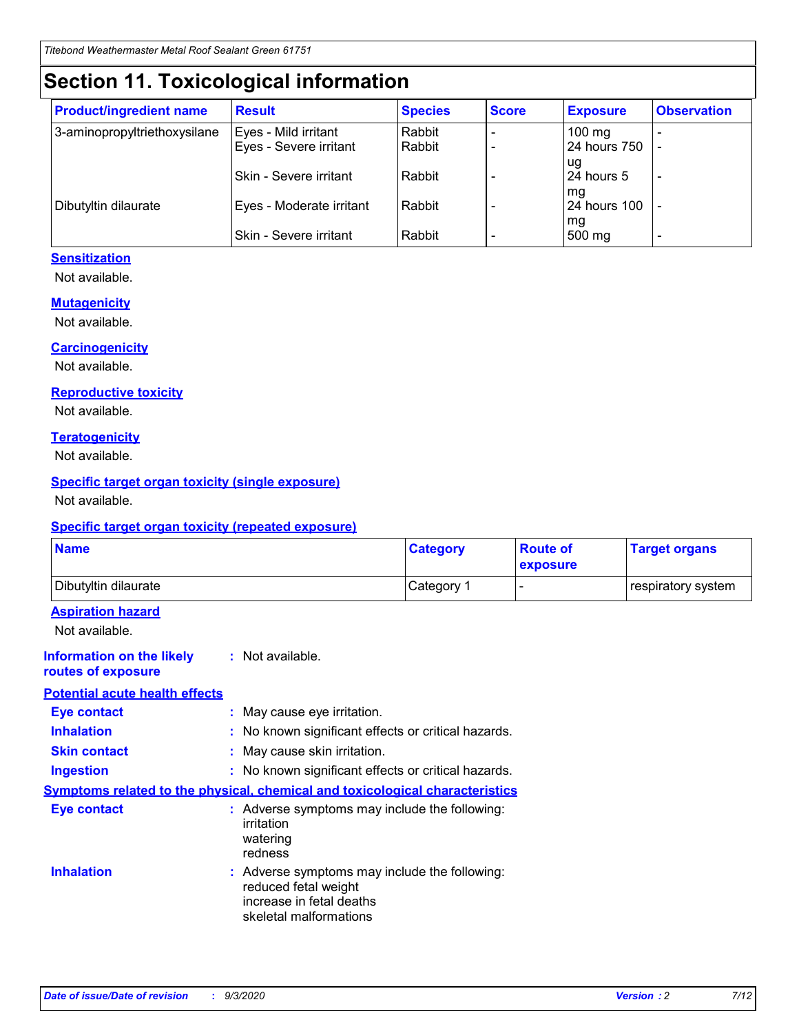# Section 11. Toxicological information

| Product/ingredient name | Result | Species | Score | Exposure | Observation |
|---|---|---|---|---|---|
| 3-aminopropyltriethoxysilane | Eyes - Mild irritant | Rabbit | - | 100 mg | - |
| | Eyes - Severe irritant | Rabbit | - | 24 hours 750 ug | - |
| | Skin - Severe irritant | Rabbit | - | 24 hours 5 mg | - |
| Dibutyltin dilaurate | Eyes - Moderate irritant | Rabbit | - | 24 hours 100 mg | - |
| | Skin - Severe irritant | Rabbit | - | 500 mg | - |

### Sensitization

Not available.

### Mutagenicity

Not available.

### Carcinogenicity

Not available.

### Reproductive toxicity

Not available.

### Teratogenicity

Not available.

### Specific target organ toxicity (single exposure)

Not available.

### Specific target organ toxicity (repeated exposure)

| Name | Category | Route of exposure | Target organs |
|---|---|---|---|
| Dibutyltin dilaurate | Category 1 | - | respiratory system |

### Aspiration hazard

Not available.

**Information on the likely routes of exposure** : Not available.

### Potential acute health effects

**Eye contact** : May cause eye irritation.

**Inhalation** : No known significant effects or critical hazards.

**Skin contact** : May cause skin irritation.

**Ingestion** : No known significant effects or critical hazards.

### Symptoms related to the physical, chemical and toxicological characteristics

**Eye contact** : Adverse symptoms may include the following:
irritation
watering
redness

**Inhalation** : Adverse symptoms may include the following:
reduced fetal weight
increase in fetal deaths
skeletal malformations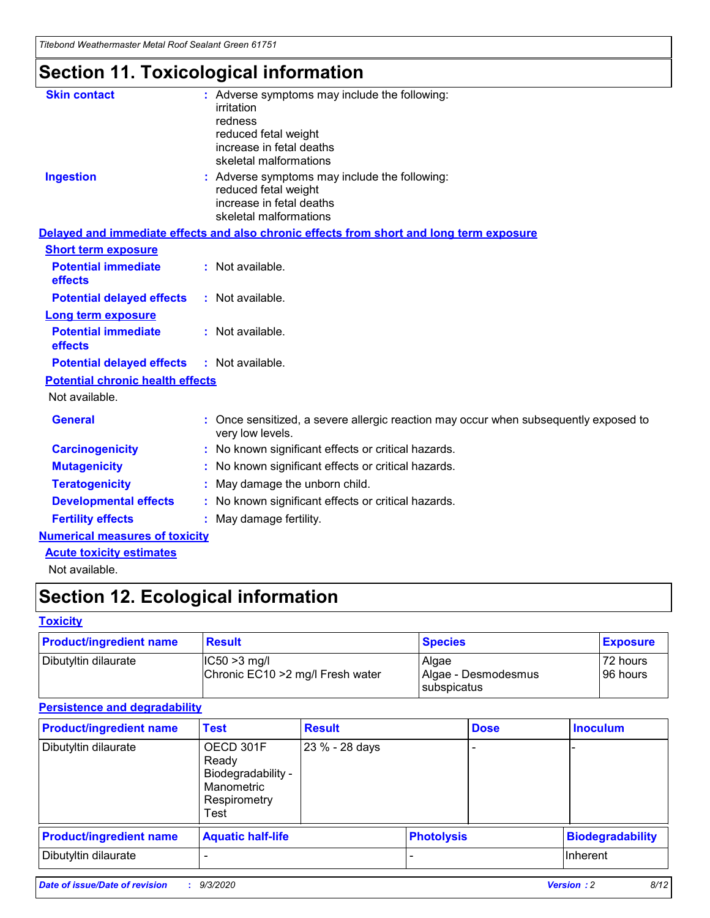# Section 11. Toxicological information

**Skin contact** : Adverse symptoms may include the following:
irritation
redness
reduced fetal weight
increase in fetal deaths
skeletal malformations

**Ingestion** : Adverse symptoms may include the following:
reduced fetal weight
increase in fetal deaths
skeletal malformations

**Delayed and immediate effects and also chronic effects from short and long term exposure**

**Short term exposure**

**Potential immediate effects** : Not available.

**Potential delayed effects** : Not available.

**Long term exposure**

**Potential immediate effects** : Not available.

**Potential delayed effects** : Not available.

**Potential chronic health effects**

Not available.

**General** : Once sensitized, a severe allergic reaction may occur when subsequently exposed to very low levels.

**Carcinogenicity** : No known significant effects or critical hazards.

**Mutagenicity** : No known significant effects or critical hazards.

**Teratogenicity** : May damage the unborn child.

**Developmental effects** : No known significant effects or critical hazards.

**Fertility effects** : May damage fertility.

**Numerical measures of toxicity**

**Acute toxicity estimates**

Not available.

# Section 12. Ecological information

**Toxicity**

| Product/ingredient name | Result | Species | Exposure |
| --- | --- | --- | --- |
| Dibutyltin dilaurate | IC50 >3 mg/l<br>Chronic EC10 >2 mg/l Fresh water | Algae<br>Algae - Desmodesmus subspicatus | 72 hours<br>96 hours |

**Persistence and degradability**

| Product/ingredient name | Test | Result | Dose | Inoculum |
| --- | --- | --- | --- | --- |
| Dibutyltin dilaurate | OECD 301F Ready Biodegradability - Manometric Respirometry Test | 23 % - 28 days | - | - |

| Product/ingredient name | Aquatic half-life | Photolysis | Biodegradability |
| --- | --- | --- | --- |
| Dibutyltin dilaurate | - | - | Inherent |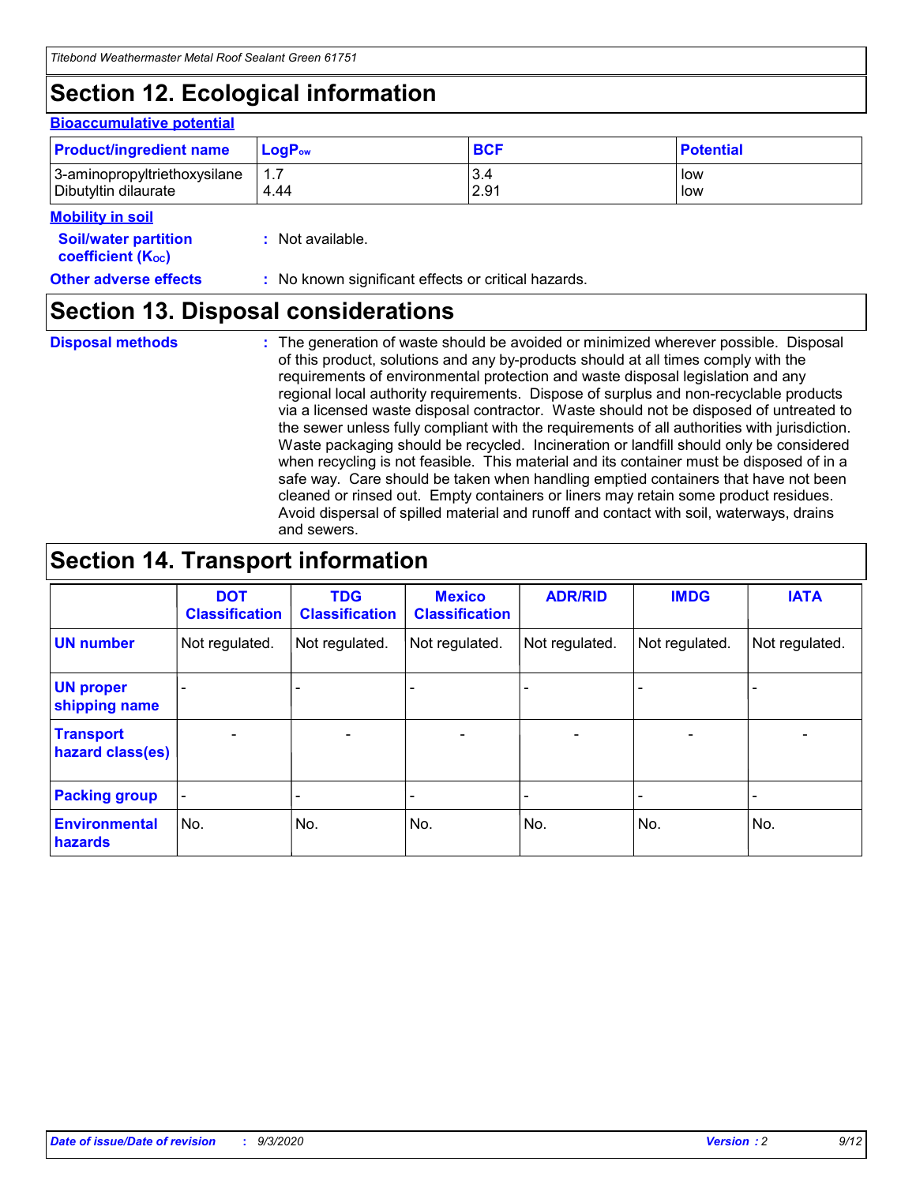# Section 12. Ecological information

### Bioaccumulative potential

| Product/ingredient name | $LogP_{ow}$ | BCF | Potential |
|---|---|---|---|
| 3-aminopropyltriethoxysilane | 1.7 | 3.4 | low |
| Dibutyltin dilaurate | 4.44 | 2.91 | low |

### Mobility in soil

**Soil/water partition coefficient ($K_{OC}$)** : Not available.

**Other adverse effects** : No known significant effects or critical hazards.

# Section 13. Disposal considerations

**Disposal methods** : The generation of waste should be avoided or minimized wherever possible. Disposal of this product, solutions and any by-products should at all times comply with the requirements of environmental protection and waste disposal legislation and any regional local authority requirements. Dispose of surplus and non-recyclable products via a licensed waste disposal contractor. Waste should not be disposed of untreated to the sewer unless fully compliant with the requirements of all authorities with jurisdiction. Waste packaging should be recycled. Incineration or landfill should only be considered when recycling is not feasible. This material and its container must be disposed of in a safe way. Care should be taken when handling emptied containers that have not been cleaned or rinsed out. Empty containers or liners may retain some product residues. Avoid dispersal of spilled material and runoff and contact with soil, waterways, drains and sewers.

# Section 14. Transport information

| | DOT Classification | TDG Classification | Mexico Classification | ADR/RID | IMDG | IATA |
|---|---|---|---|---|---|---|
| UN number | Not regulated. | Not regulated. | Not regulated. | Not regulated. | Not regulated. | Not regulated. |
| UN proper shipping name | - | - | - | - | - | - |
| Transport hazard class(es) | - | - | - | - | - | - |
| Packing group | - | - | - | - | - | - |
| Environmental hazards | No. | No. | No. | No. | No. | No. |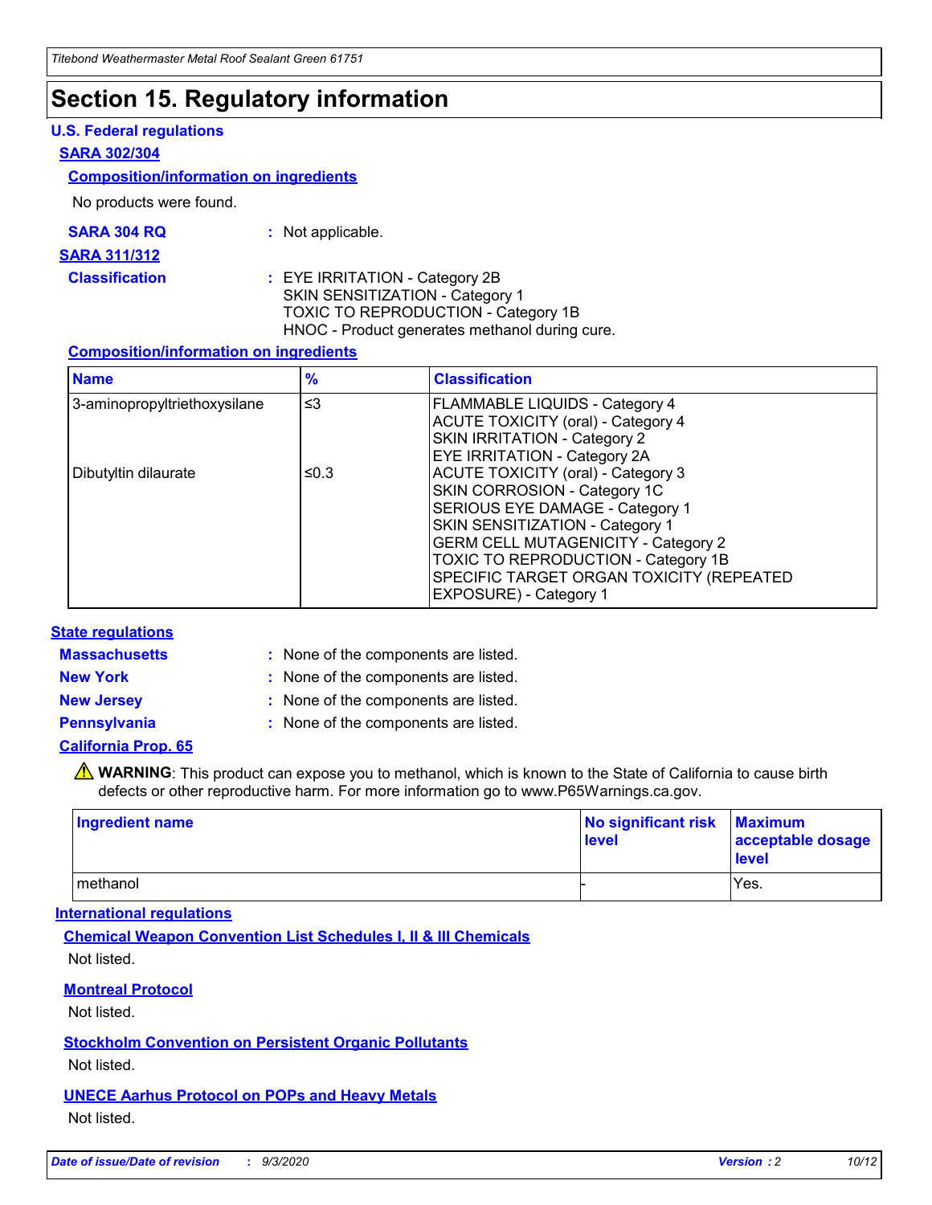# Section 15. Regulatory information

## U.S. Federal regulations

### SARA 302/304

#### Composition/information on ingredients

No products were found.

**SARA 304 RQ** : Not applicable.

### SARA 311/312

**Classification** : EYE IRRITATION - Category 2B
SKIN SENSITIZATION - Category 1
TOXIC TO REPRODUCTION - Category 1B
HNOC - Product generates methanol during cure.

#### Composition/information on ingredients

| Name | % | Classification |
|---|---|---|
| 3-aminopropyltriethoxysilane | ≤3 | FLAMMABLE LIQUIDS - Category 4<br>ACUTE TOXICITY (oral) - Category 4<br>SKIN IRRITATION - Category 2<br>EYE IRRITATION - Category 2A |
| Dibutyltin dilaurate | ≤0.3 | ACUTE TOXICITY (oral) - Category 3<br>SKIN CORROSION - Category 1C<br>SERIOUS EYE DAMAGE - Category 1<br>SKIN SENSITIZATION - Category 1<br>GERM CELL MUTAGENICITY - Category 2<br>TOXIC TO REPRODUCTION - Category 1B<br>SPECIFIC TARGET ORGAN TOXICITY (REPEATED EXPOSURE) - Category 1 |

## State regulations

**Massachusetts** : None of the components are listed.

**New York** : None of the components are listed.

**New Jersey** : None of the components are listed.

**Pennsylvania** : None of the components are listed.

### California Prop. 65

⚠ **WARNING**: This product can expose you to methanol, which is known to the State of California to cause birth defects or other reproductive harm. For more information go to www.P65Warnings.ca.gov.

| Ingredient name | No significant risk level | Maximum acceptable dosage level |
|---|---|---|
| methanol | - | Yes. |

## International regulations

### Chemical Weapon Convention List Schedules I, II & III Chemicals

Not listed.

### Montreal Protocol

Not listed.

### Stockholm Convention on Persistent Organic Pollutants

Not listed.

### UNECE Aarhus Protocol on POPs and Heavy Metals

Not listed.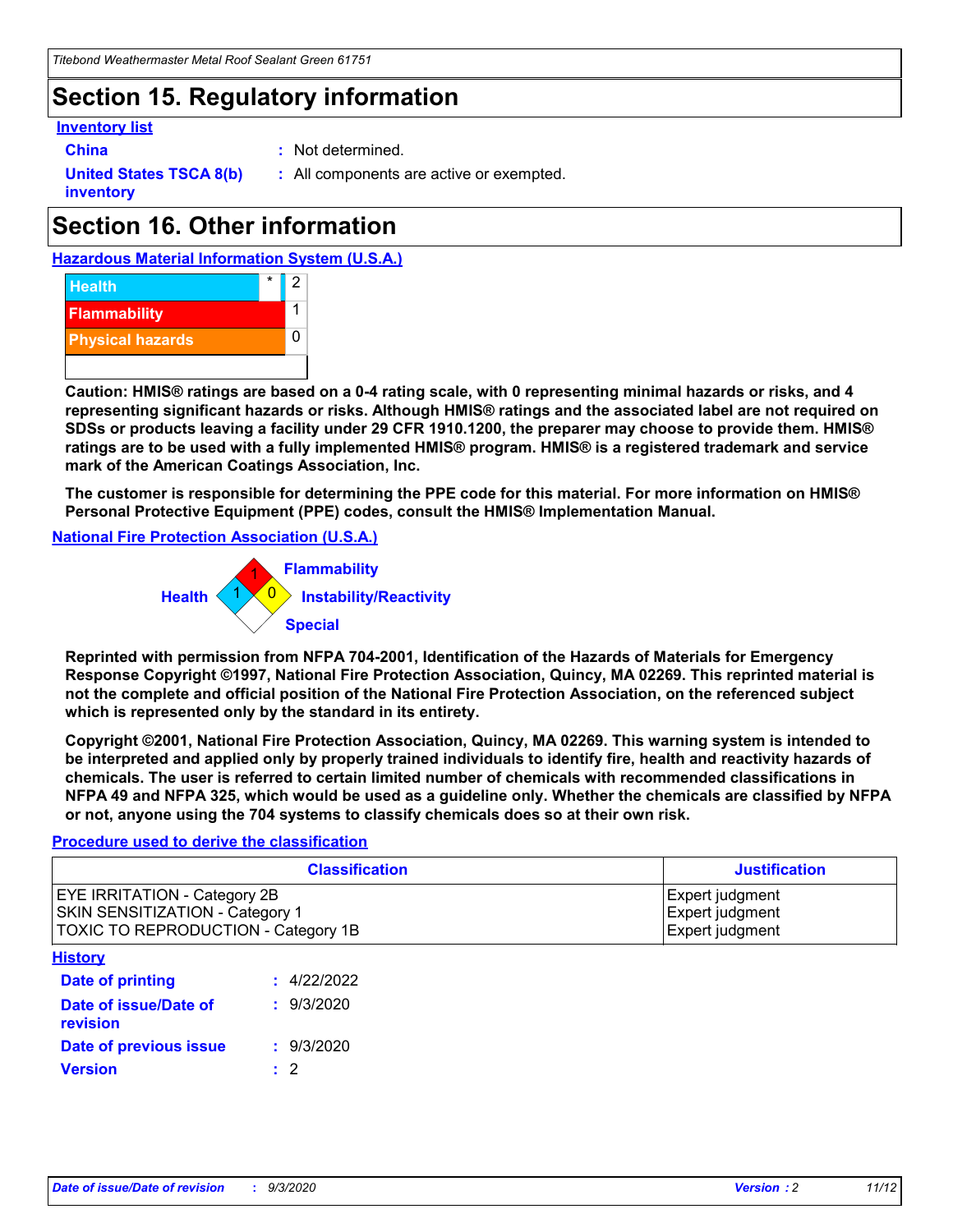# Section 15. Regulatory information

**Inventory list**

**China** : Not determined.

**United States TSCA 8(b) inventory** : All components are active or exempted.

# Section 16. Other information

**Hazardous Material Information System (U.S.A.)**

| | | |
|---|---|---|
| Health | * | 2 |
| Flammability | | 1 |
| Physical hazards | | 0 |

**Caution: HMIS® ratings are based on a 0-4 rating scale, with 0 representing minimal hazards or risks, and 4 representing significant hazards or risks. Although HMIS® ratings and the associated label are not required on SDSs or products leaving a facility under 29 CFR 1910.1200, the preparer may choose to provide them. HMIS® ratings are to be used with a fully implemented HMIS® program. HMIS® is a registered trademark and service mark of the American Coatings Association, Inc.**

**The customer is responsible for determining the PPE code for this material. For more information on HMIS® Personal Protective Equipment (PPE) codes, consult the HMIS® Implementation Manual.**

**National Fire Protection Association (U.S.A.)**

Flammability: 1
Health: 1
Instability/Reactivity: 0
Special:

**Reprinted with permission from NFPA 704-2001, Identification of the Hazards of Materials for Emergency Response Copyright ©1997, National Fire Protection Association, Quincy, MA 02269. This reprinted material is not the complete and official position of the National Fire Protection Association, on the referenced subject which is represented only by the standard in its entirety.**

**Copyright ©2001, National Fire Protection Association, Quincy, MA 02269. This warning system is intended to be interpreted and applied only by properly trained individuals to identify fire, health and reactivity hazards of chemicals. The user is referred to certain limited number of chemicals with recommended classifications in NFPA 49 and NFPA 325, which would be used as a guideline only. Whether the chemicals are classified by NFPA or not, anyone using the 704 systems to classify chemicals does so at their own risk.**

**Procedure used to derive the classification**

| Classification | Justification |
|---|---|
| EYE IRRITATION - Category 2B | Expert judgment |
| SKIN SENSITIZATION - Category 1 | Expert judgment |
| TOXIC TO REPRODUCTION - Category 1B | Expert judgment |

**History**

**Date of printing** : 4/22/2022

**Date of issue/Date of revision** : 9/3/2020

**Date of previous issue** : 9/3/2020

**Version** : 2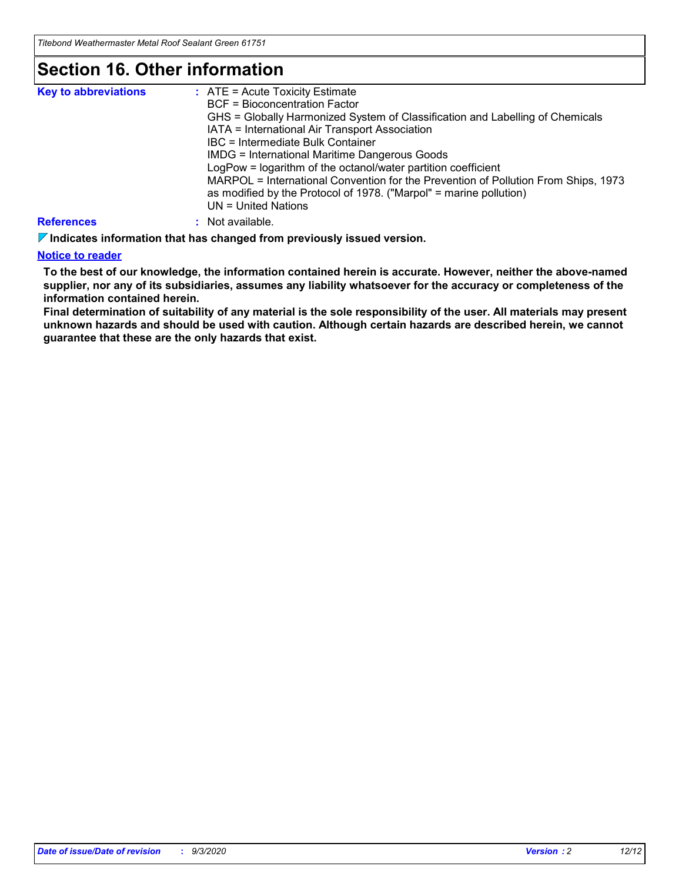# Section 16. Other information

**Key to abbreviations** : ATE = Acute Toxicity Estimate
BCF = Bioconcentration Factor
GHS = Globally Harmonized System of Classification and Labelling of Chemicals
IATA = International Air Transport Association
IBC = Intermediate Bulk Container
IMDG = International Maritime Dangerous Goods
LogPow = logarithm of the octanol/water partition coefficient
MARPOL = International Convention for the Prevention of Pollution From Ships, 1973 as modified by the Protocol of 1978. ("Marpol" = marine pollution)
UN = United Nations

**References** : Not available.

**Indicates information that has changed from previously issued version.**

**Notice to reader**

**To the best of our knowledge, the information contained herein is accurate. However, neither the above-named supplier, nor any of its subsidiaries, assumes any liability whatsoever for the accuracy or completeness of the information contained herein.**

**Final determination of suitability of any material is the sole responsibility of the user. All materials may present unknown hazards and should be used with caution. Although certain hazards are described herein, we cannot guarantee that these are the only hazards that exist.**